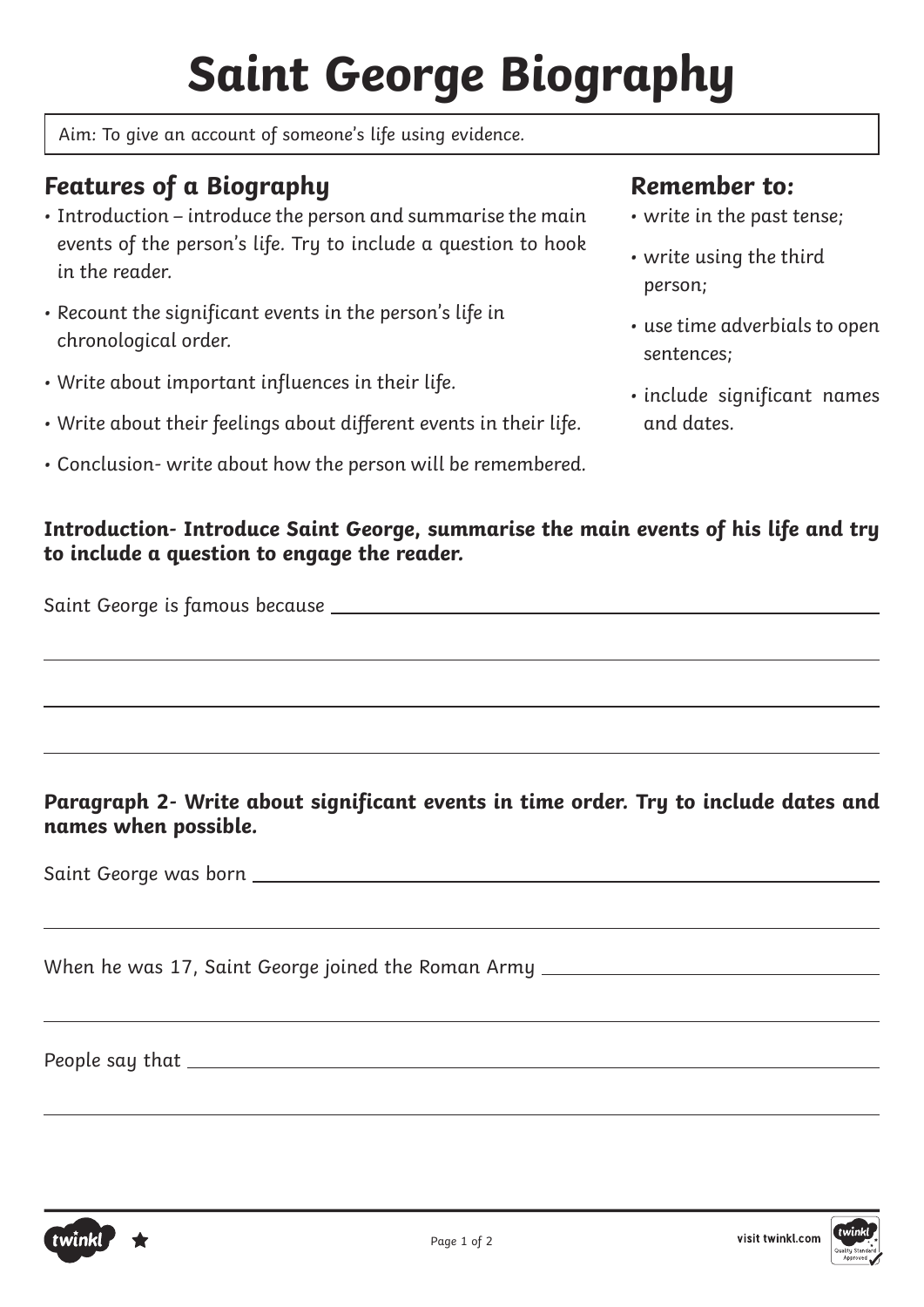# Saint George Biography

Aim: To give an account of someone's life using evidence.

## Features of a Biography

- Introduction – introduce the person and summarise the main events of the person's life. Try to include a question to hook in the reader.
- Recount the significant events in the person's life in chronological order.
- Write about important influences in their life.
- Write about their feelings about different events in their life.
- Conclusion- write about how the person will be remembered.

## Remember to:

- write in the past tense;
- write using the third person;
- use time adverbials to open sentences;
- include significant names and dates.

**Introduction- Introduce Saint George, summarise the main events of his life and try to include a question to engage the reader.**

Saint George is famous because ______________________________

______________________________

______________________________

______________________________

**Paragraph 2- Write about significant events in time order. Try to include dates and names when possible.**

Saint George was born ______________________________

______________________________

When he was 17, Saint George joined the Roman Army ______________________________

______________________________

People say that ______________________________

______________________________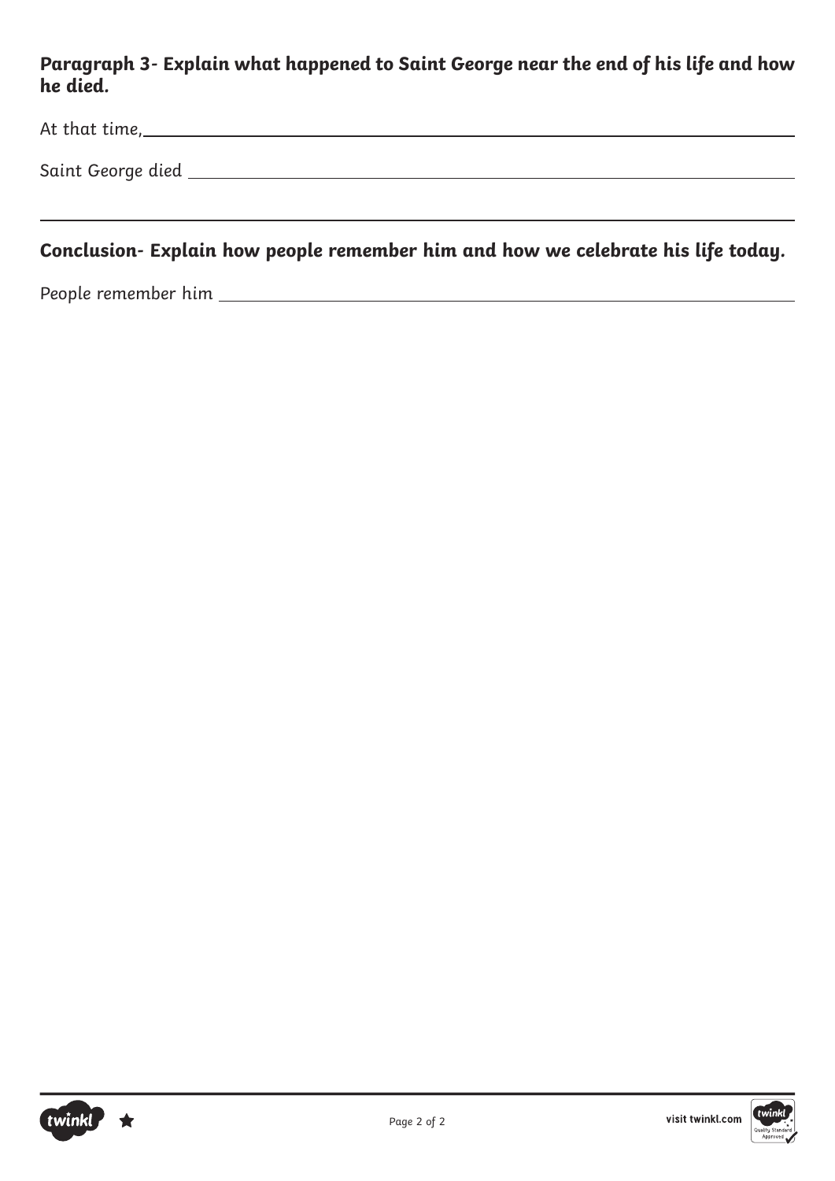**Paragraph 3- Explain what happened to Saint George near the end of his life and how he died.**

At that time, ______________________________________________________________

Saint George died ___________________________________________________________

______________________________________________________________________________

**Conclusion- Explain how people remember him and how we celebrate his life today.**

People remember him _________________________________________________________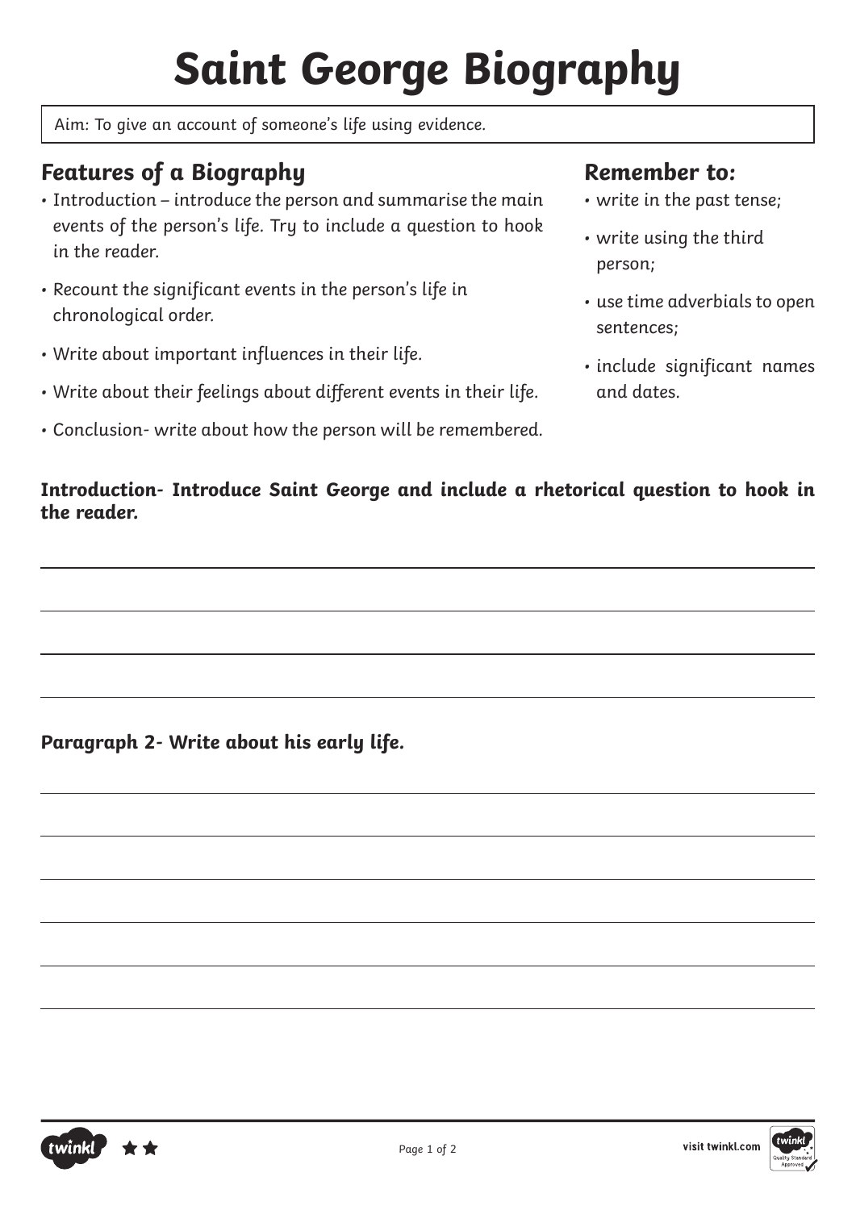# Saint George Biography

Aim: To give an account of someone's life using evidence.

## Features of a Biography

- Introduction – introduce the person and summarise the main events of the person's life. Try to include a question to hook in the reader.
- Recount the significant events in the person's life in chronological order.
- Write about important influences in their life.
- Write about their feelings about different events in their life.
- Conclusion- write about how the person will be remembered.

## Remember to:

- write in the past tense;
- write using the third person;
- use time adverbials to open sentences;
- include significant names and dates.

**Introduction- Introduce Saint George and include a rhetorical question to hook in the reader.**

**Paragraph 2- Write about his early life.**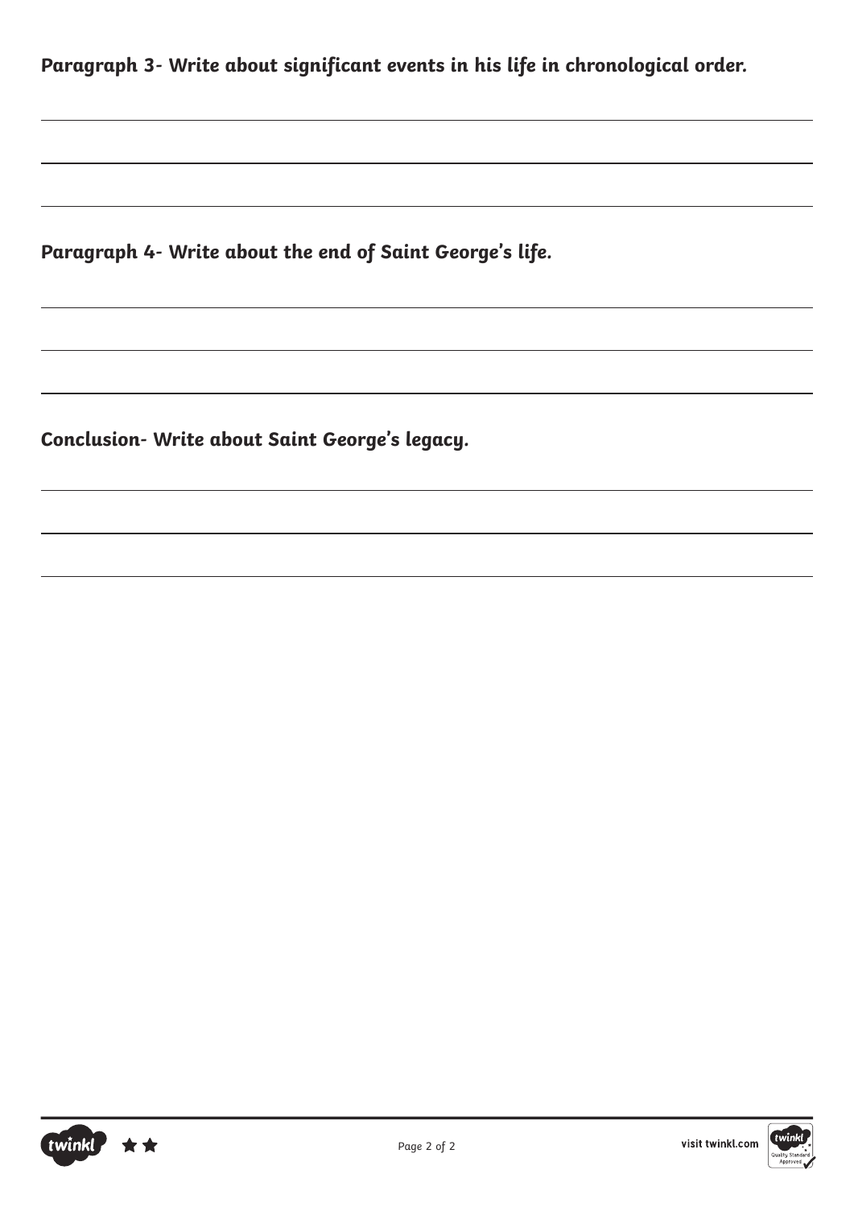**Paragraph 3- Write about significant events in his life in chronological order.**

**Paragraph 4- Write about the end of Saint George's life.**

**Conclusion- Write about Saint George's legacy.**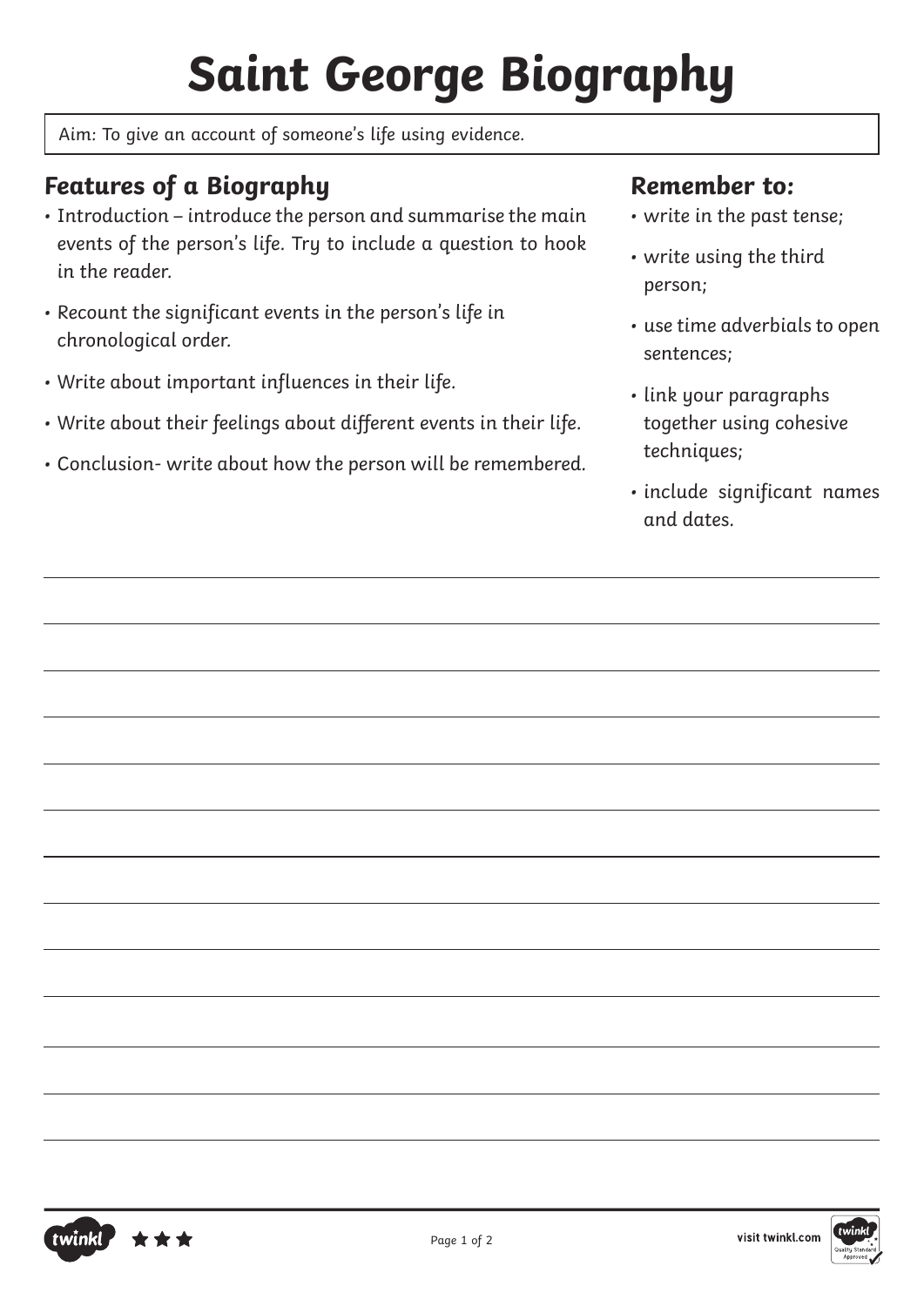# Saint George Biography

Aim: To give an account of someone's life using evidence.

## Features of a Biography

- Introduction – introduce the person and summarise the main events of the person's life. Try to include a question to hook in the reader.
- Recount the significant events in the person's life in chronological order.
- Write about important influences in their life.
- Write about their feelings about different events in their life.
- Conclusion- write about how the person will be remembered.

## Remember to:

- write in the past tense;
- write using the third person;
- use time adverbials to open sentences;
- link your paragraphs together using cohesive techniques;
- include significant names and dates.